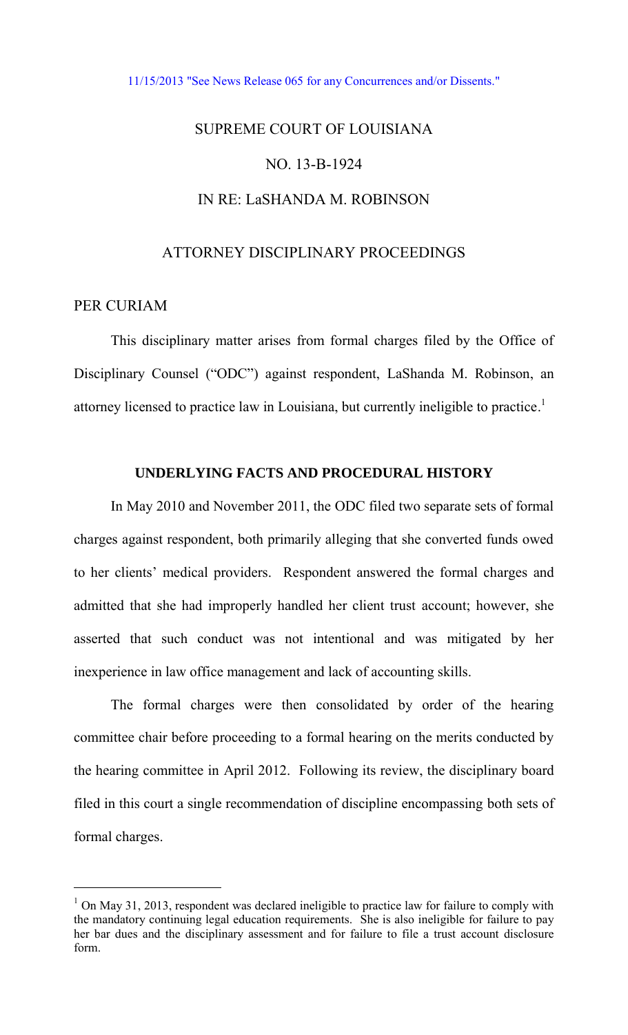11/15/2013 "See News Release 065 for any Concurrences and/or Dissents."

SUPREME COURT OF LOUISIANA

NO. 13-B-1924

IN RE: LaSHANDA M. ROBINSON

ATTORNEY DISCIPLINARY PROCEEDINGS

PER CURIAM

This disciplinary matter arises from formal charges filed by the Office of Disciplinary Counsel ("ODC") against respondent, LaShanda M. Robinson, an attorney licensed to practice law in Louisiana, but currently ineligible to practice.[1]

**UNDERLYING FACTS AND PROCEDURAL HISTORY**

In May 2010 and November 2011, the ODC filed two separate sets of formal charges against respondent, both primarily alleging that she converted funds owed to her clients' medical providers. Respondent answered the formal charges and admitted that she had improperly handled her client trust account; however, she asserted that such conduct was not intentional and was mitigated by her inexperience in law office management and lack of accounting skills.

The formal charges were then consolidated by order of the hearing committee chair before proceeding to a formal hearing on the merits conducted by the hearing committee in April 2012. Following its review, the disciplinary board filed in this court a single recommendation of discipline encompassing both sets of formal charges.

---

[1] On May 31, 2013, respondent was declared ineligible to practice law for failure to comply with the mandatory continuing legal education requirements. She is also ineligible for failure to pay her bar dues and the disciplinary assessment and for failure to file a trust account disclosure form.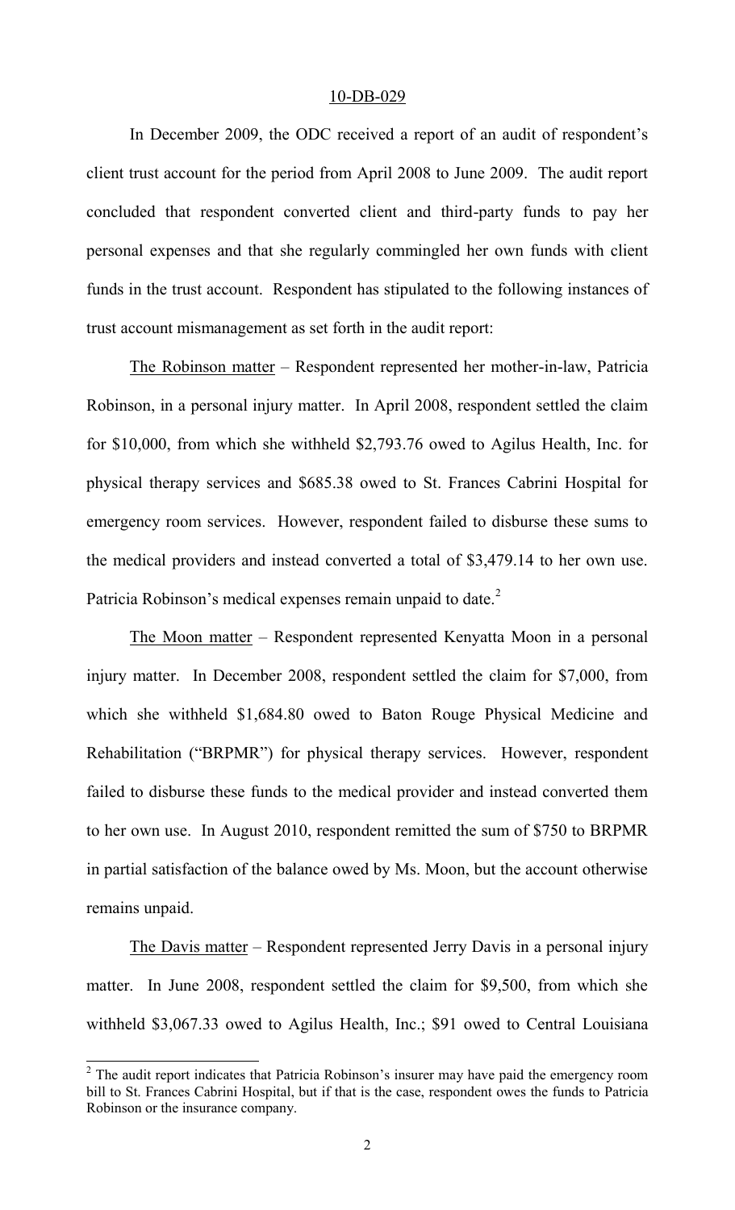10-DB-029

In December 2009, the ODC received a report of an audit of respondent's client trust account for the period from April 2008 to June 2009. The audit report concluded that respondent converted client and third-party funds to pay her personal expenses and that she regularly commingled her own funds with client funds in the trust account. Respondent has stipulated to the following instances of trust account mismanagement as set forth in the audit report:

The Robinson matter – Respondent represented her mother-in-law, Patricia Robinson, in a personal injury matter. In April 2008, respondent settled the claim for $10,000, from which she withheld $2,793.76 owed to Agilus Health, Inc. for physical therapy services and $685.38 owed to St. Frances Cabrini Hospital for emergency room services. However, respondent failed to disburse these sums to the medical providers and instead converted a total of $3,479.14 to her own use. Patricia Robinson's medical expenses remain unpaid to date.[2]

The Moon matter – Respondent represented Kenyatta Moon in a personal injury matter. In December 2008, respondent settled the claim for $7,000, from which she withheld $1,684.80 owed to Baton Rouge Physical Medicine and Rehabilitation ("BRPMR") for physical therapy services. However, respondent failed to disburse these funds to the medical provider and instead converted them to her own use. In August 2010, respondent remitted the sum of $750 to BRPMR in partial satisfaction of the balance owed by Ms. Moon, but the account otherwise remains unpaid.

The Davis matter – Respondent represented Jerry Davis in a personal injury matter. In June 2008, respondent settled the claim for $9,500, from which she withheld $3,067.33 owed to Agilus Health, Inc.; $91 owed to Central Louisiana

[2] The audit report indicates that Patricia Robinson's insurer may have paid the emergency room bill to St. Frances Cabrini Hospital, but if that is the case, respondent owes the funds to Patricia Robinson or the insurance company.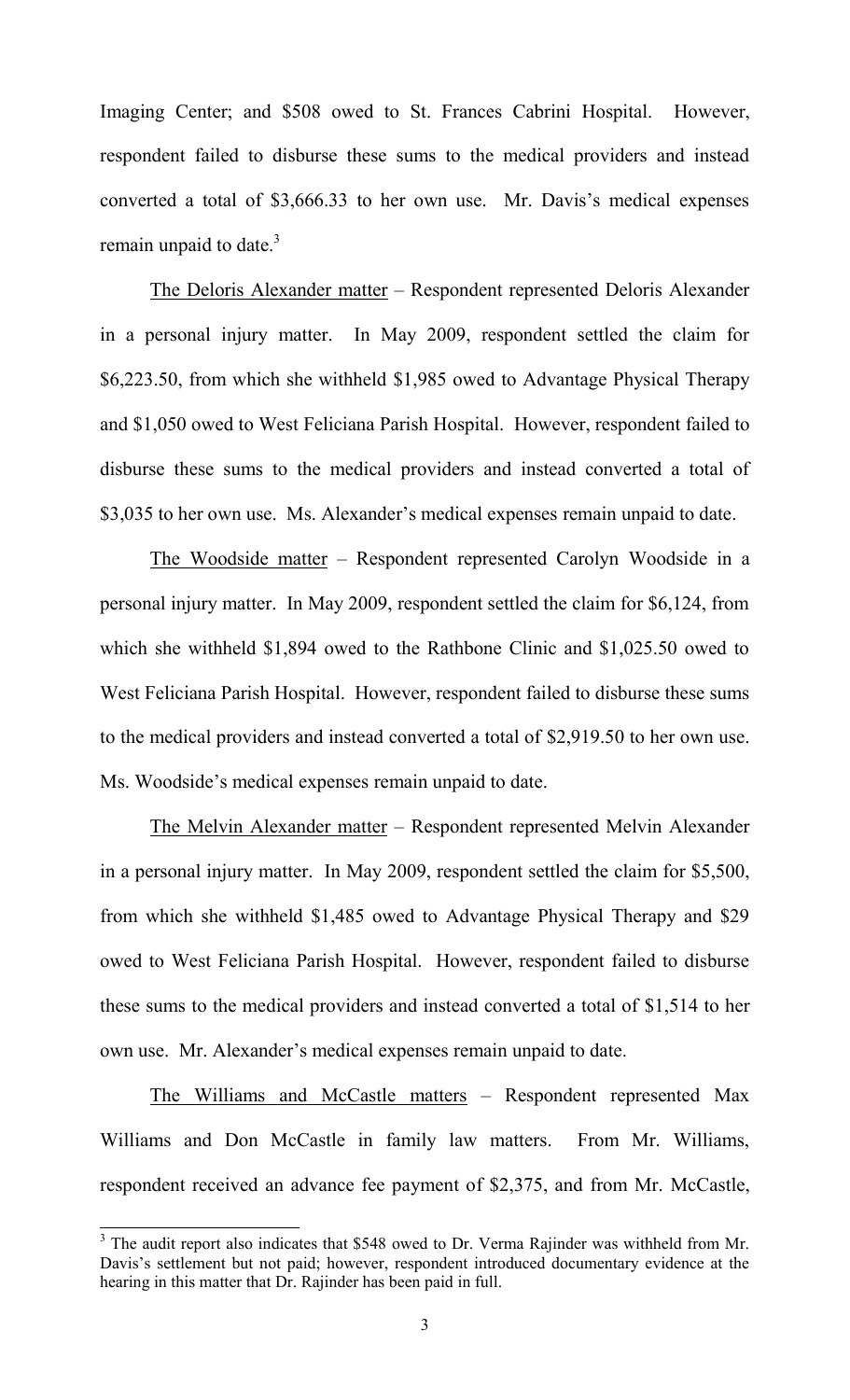Imaging Center; and $508 owed to St. Frances Cabrini Hospital. However, respondent failed to disburse these sums to the medical providers and instead converted a total of $3,666.33 to her own use. Mr. Davis's medical expenses remain unpaid to date.[3]

<u>The Deloris Alexander matter</u> – Respondent represented Deloris Alexander in a personal injury matter. In May 2009, respondent settled the claim for $6,223.50, from which she withheld $1,985 owed to Advantage Physical Therapy and $1,050 owed to West Feliciana Parish Hospital. However, respondent failed to disburse these sums to the medical providers and instead converted a total of $3,035 to her own use. Ms. Alexander's medical expenses remain unpaid to date.

<u>The Woodside matter</u> – Respondent represented Carolyn Woodside in a personal injury matter. In May 2009, respondent settled the claim for $6,124, from which she withheld $1,894 owed to the Rathbone Clinic and $1,025.50 owed to West Feliciana Parish Hospital. However, respondent failed to disburse these sums to the medical providers and instead converted a total of $2,919.50 to her own use. Ms. Woodside's medical expenses remain unpaid to date.

<u>The Melvin Alexander matter</u> – Respondent represented Melvin Alexander in a personal injury matter. In May 2009, respondent settled the claim for $5,500, from which she withheld $1,485 owed to Advantage Physical Therapy and $29 owed to West Feliciana Parish Hospital. However, respondent failed to disburse these sums to the medical providers and instead converted a total of $1,514 to her own use. Mr. Alexander's medical expenses remain unpaid to date.

<u>The Williams and McCastle matters</u> – Respondent represented Max Williams and Don McCastle in family law matters. From Mr. Williams, respondent received an advance fee payment of $2,375, and from Mr. McCastle,

---

[3] The audit report also indicates that $548 owed to Dr. Verma Rajinder was withheld from Mr. Davis's settlement but not paid; however, respondent introduced documentary evidence at the hearing in this matter that Dr. Rajinder has been paid in full.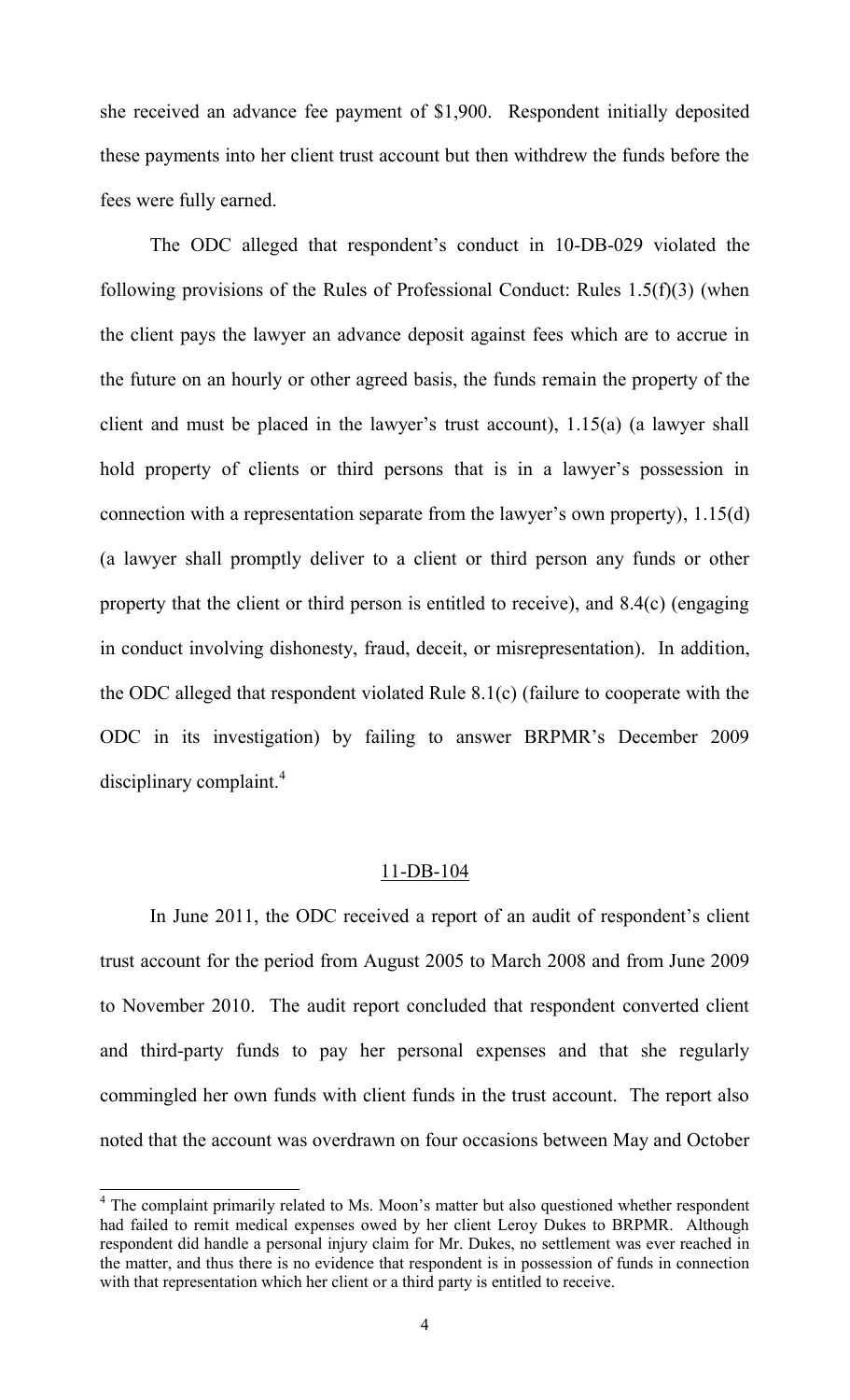she received an advance fee payment of $1,900. Respondent initially deposited these payments into her client trust account but then withdrew the funds before the fees were fully earned.

The ODC alleged that respondent's conduct in 10-DB-029 violated the following provisions of the Rules of Professional Conduct: Rules 1.5(f)(3) (when the client pays the lawyer an advance deposit against fees which are to accrue in the future on an hourly or other agreed basis, the funds remain the property of the client and must be placed in the lawyer's trust account), 1.15(a) (a lawyer shall hold property of clients or third persons that is in a lawyer's possession in connection with a representation separate from the lawyer's own property), 1.15(d) (a lawyer shall promptly deliver to a client or third person any funds or other property that the client or third person is entitled to receive), and 8.4(c) (engaging in conduct involving dishonesty, fraud, deceit, or misrepresentation). In addition, the ODC alleged that respondent violated Rule 8.1(c) (failure to cooperate with the ODC in its investigation) by failing to answer BRPMR's December 2009 disciplinary complaint.[4]

## 11-DB-104

In June 2011, the ODC received a report of an audit of respondent's client trust account for the period from August 2005 to March 2008 and from June 2009 to November 2010. The audit report concluded that respondent converted client and third-party funds to pay her personal expenses and that she regularly commingled her own funds with client funds in the trust account. The report also noted that the account was overdrawn on four occasions between May and October

[4] The complaint primarily related to Ms. Moon's matter but also questioned whether respondent had failed to remit medical expenses owed by her client Leroy Dukes to BRPMR. Although respondent did handle a personal injury claim for Mr. Dukes, no settlement was ever reached in the matter, and thus there is no evidence that respondent is in possession of funds in connection with that representation which her client or a third party is entitled to receive.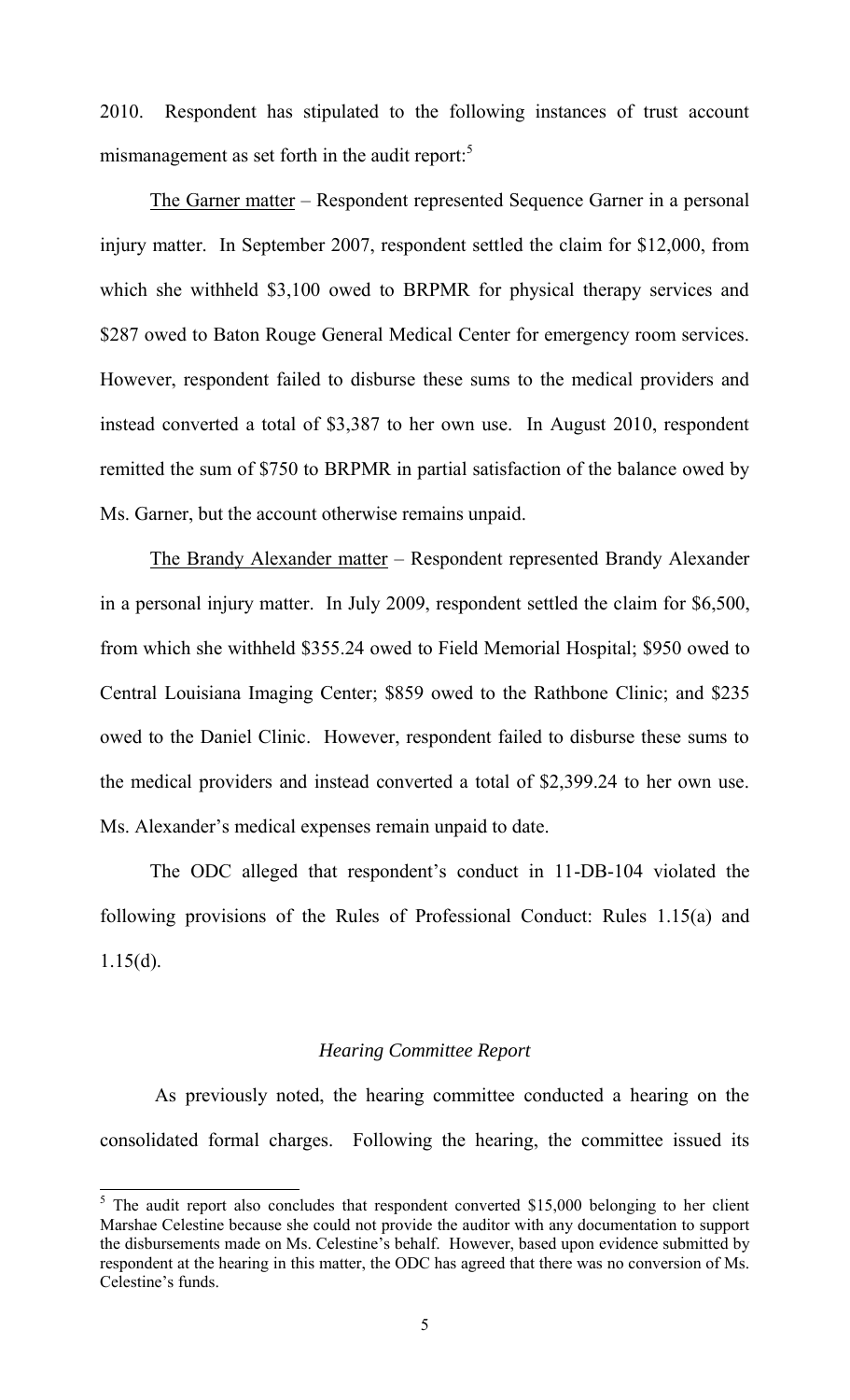2010. Respondent has stipulated to the following instances of trust account mismanagement as set forth in the audit report:[5]

The Garner matter – Respondent represented Sequence Garner in a personal injury matter. In September 2007, respondent settled the claim for $12,000, from which she withheld $3,100 owed to BRPMR for physical therapy services and $287 owed to Baton Rouge General Medical Center for emergency room services. However, respondent failed to disburse these sums to the medical providers and instead converted a total of $3,387 to her own use. In August 2010, respondent remitted the sum of $750 to BRPMR in partial satisfaction of the balance owed by Ms. Garner, but the account otherwise remains unpaid.

The Brandy Alexander matter – Respondent represented Brandy Alexander in a personal injury matter. In July 2009, respondent settled the claim for $6,500, from which she withheld $355.24 owed to Field Memorial Hospital; $950 owed to Central Louisiana Imaging Center; $859 owed to the Rathbone Clinic; and $235 owed to the Daniel Clinic. However, respondent failed to disburse these sums to the medical providers and instead converted a total of $2,399.24 to her own use. Ms. Alexander's medical expenses remain unpaid to date.

The ODC alleged that respondent's conduct in 11-DB-104 violated the following provisions of the Rules of Professional Conduct: Rules 1.15(a) and 1.15(d).

### *Hearing Committee Report*

As previously noted, the hearing committee conducted a hearing on the consolidated formal charges. Following the hearing, the committee issued its

[5] The audit report also concludes that respondent converted $15,000 belonging to her client Marshae Celestine because she could not provide the auditor with any documentation to support the disbursements made on Ms. Celestine's behalf. However, based upon evidence submitted by respondent at the hearing in this matter, the ODC has agreed that there was no conversion of Ms. Celestine's funds.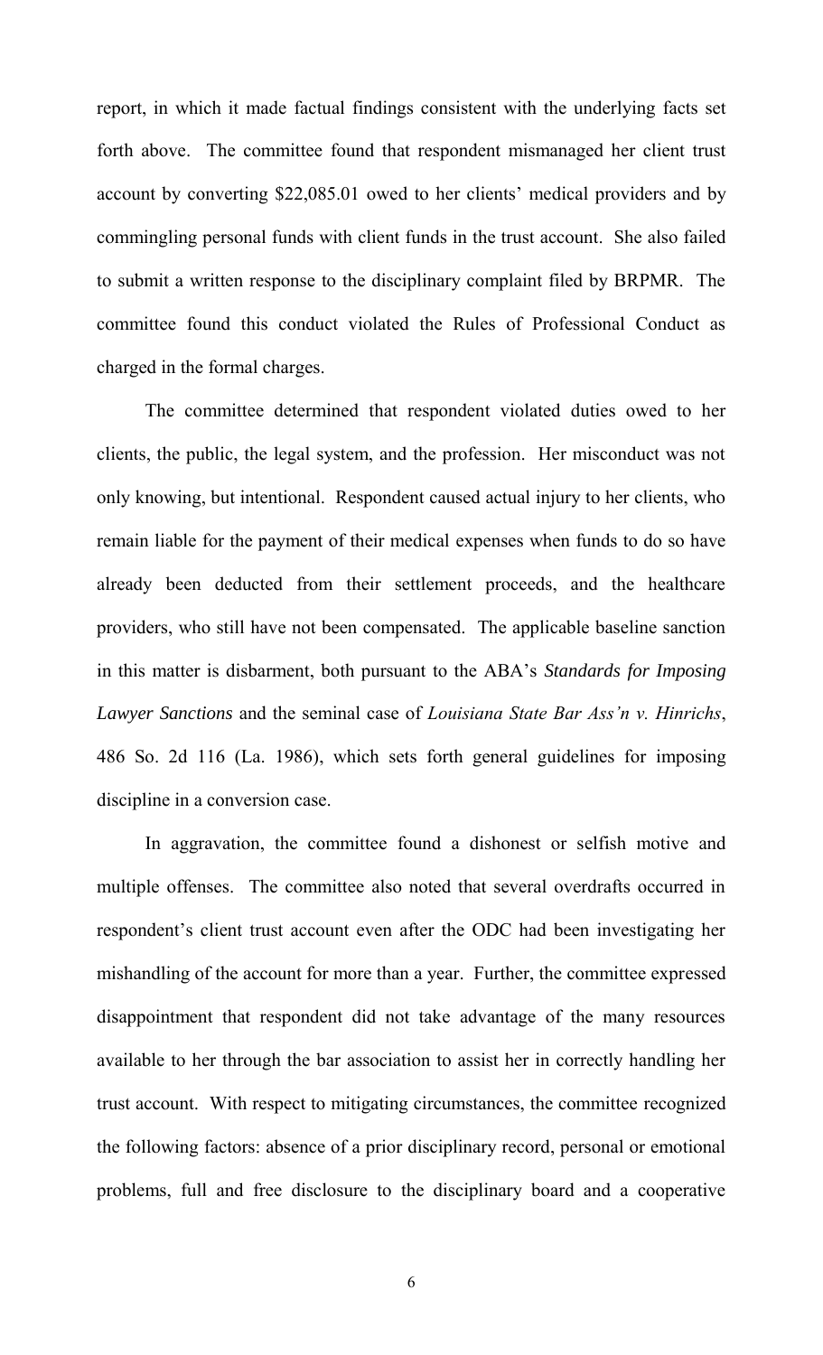report, in which it made factual findings consistent with the underlying facts set forth above. The committee found that respondent mismanaged her client trust account by converting $22,085.01 owed to her clients' medical providers and by commingling personal funds with client funds in the trust account. She also failed to submit a written response to the disciplinary complaint filed by BRPMR. The committee found this conduct violated the Rules of Professional Conduct as charged in the formal charges.

The committee determined that respondent violated duties owed to her clients, the public, the legal system, and the profession. Her misconduct was not only knowing, but intentional. Respondent caused actual injury to her clients, who remain liable for the payment of their medical expenses when funds to do so have already been deducted from their settlement proceeds, and the healthcare providers, who still have not been compensated. The applicable baseline sanction in this matter is disbarment, both pursuant to the ABA's *Standards for Imposing Lawyer Sanctions* and the seminal case of *Louisiana State Bar Ass'n v. Hinrichs*, 486 So. 2d 116 (La. 1986), which sets forth general guidelines for imposing discipline in a conversion case.

In aggravation, the committee found a dishonest or selfish motive and multiple offenses. The committee also noted that several overdrafts occurred in respondent's client trust account even after the ODC had been investigating her mishandling of the account for more than a year. Further, the committee expressed disappointment that respondent did not take advantage of the many resources available to her through the bar association to assist her in correctly handling her trust account. With respect to mitigating circumstances, the committee recognized the following factors: absence of a prior disciplinary record, personal or emotional problems, full and free disclosure to the disciplinary board and a cooperative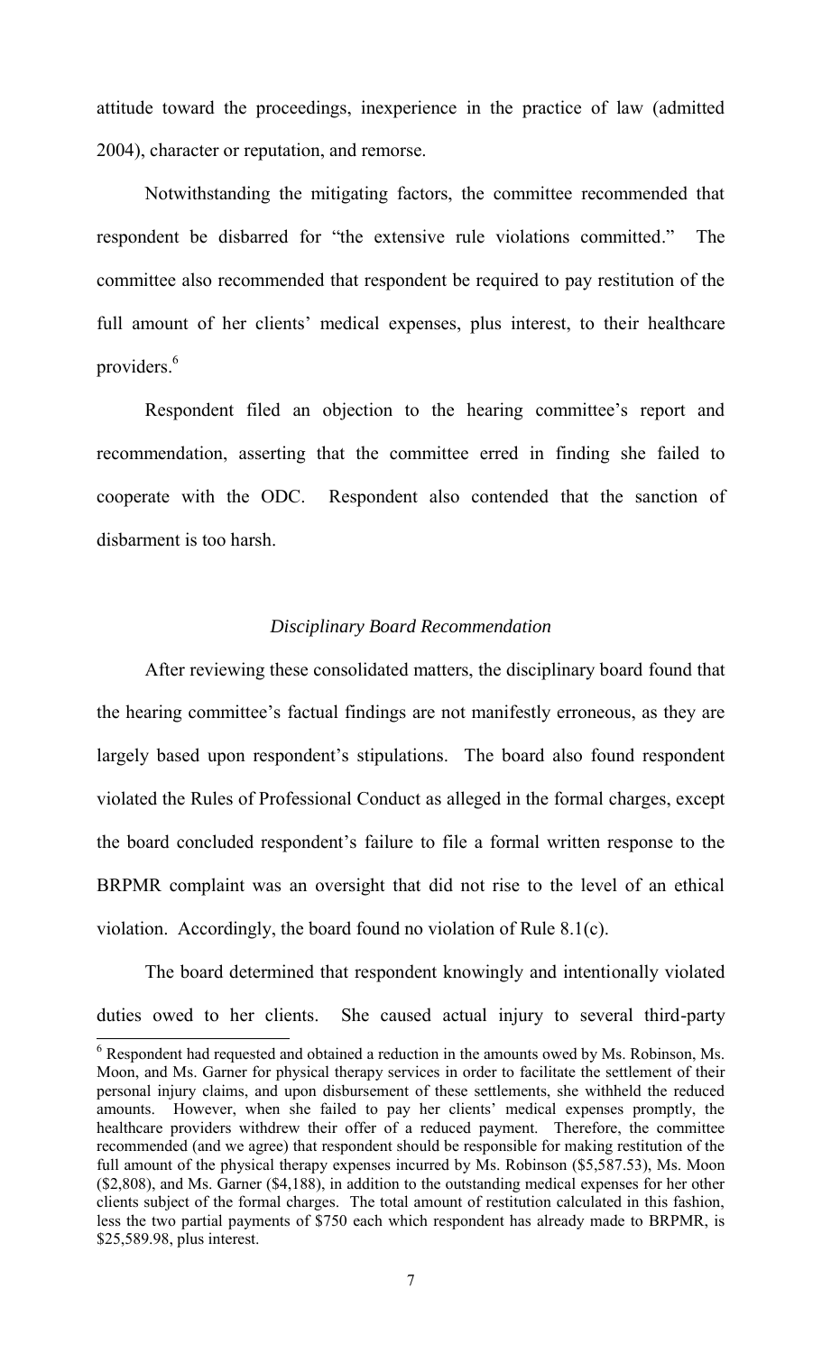attitude toward the proceedings, inexperience in the practice of law (admitted 2004), character or reputation, and remorse.

Notwithstanding the mitigating factors, the committee recommended that respondent be disbarred for "the extensive rule violations committed." The committee also recommended that respondent be required to pay restitution of the full amount of her clients' medical expenses, plus interest, to their healthcare providers.[6]

Respondent filed an objection to the hearing committee's report and recommendation, asserting that the committee erred in finding she failed to cooperate with the ODC. Respondent also contended that the sanction of disbarment is too harsh.

### *Disciplinary Board Recommendation*

After reviewing these consolidated matters, the disciplinary board found that the hearing committee's factual findings are not manifestly erroneous, as they are largely based upon respondent's stipulations. The board also found respondent violated the Rules of Professional Conduct as alleged in the formal charges, except the board concluded respondent's failure to file a formal written response to the BRPMR complaint was an oversight that did not rise to the level of an ethical violation. Accordingly, the board found no violation of Rule 8.1(c).

The board determined that respondent knowingly and intentionally violated duties owed to her clients. She caused actual injury to several third-party

---

[6] Respondent had requested and obtained a reduction in the amounts owed by Ms. Robinson, Ms. Moon, and Ms. Garner for physical therapy services in order to facilitate the settlement of their personal injury claims, and upon disbursement of these settlements, she withheld the reduced amounts. However, when she failed to pay her clients' medical expenses promptly, the healthcare providers withdrew their offer of a reduced payment. Therefore, the committee recommended (and we agree) that respondent should be responsible for making restitution of the full amount of the physical therapy expenses incurred by Ms. Robinson ($5,587.53), Ms. Moon ($2,808), and Ms. Garner ($4,188), in addition to the outstanding medical expenses for her other clients subject of the formal charges. The total amount of restitution calculated in this fashion, less the two partial payments of $750 each which respondent has already made to BRPMR, is $25,589.98, plus interest.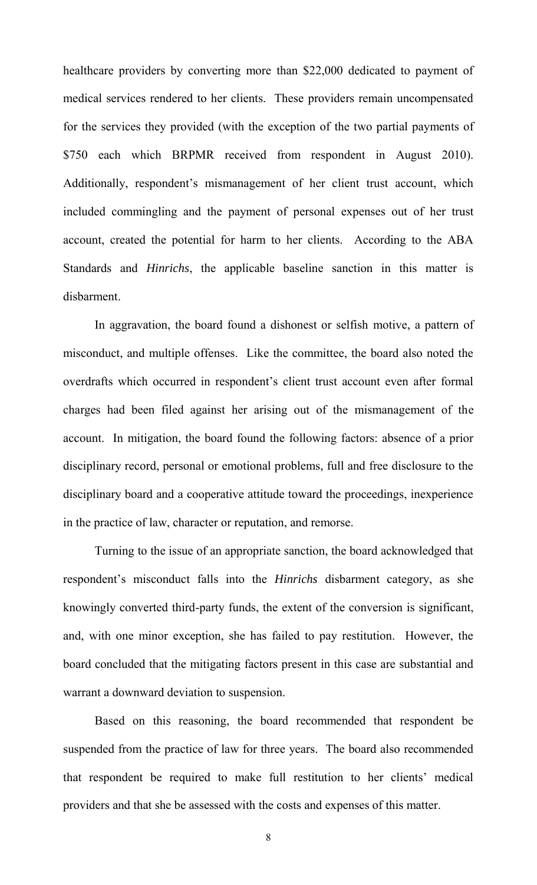healthcare providers by converting more than $22,000 dedicated to payment of medical services rendered to her clients. These providers remain uncompensated for the services they provided (with the exception of the two partial payments of $750 each which BRPMR received from respondent in August 2010). Additionally, respondent's mismanagement of her client trust account, which included commingling and the payment of personal expenses out of her trust account, created the potential for harm to her clients. According to the ABA Standards and *Hinrichs*, the applicable baseline sanction in this matter is disbarment.

In aggravation, the board found a dishonest or selfish motive, a pattern of misconduct, and multiple offenses. Like the committee, the board also noted the overdrafts which occurred in respondent's client trust account even after formal charges had been filed against her arising out of the mismanagement of the account. In mitigation, the board found the following factors: absence of a prior disciplinary record, personal or emotional problems, full and free disclosure to the disciplinary board and a cooperative attitude toward the proceedings, inexperience in the practice of law, character or reputation, and remorse.

Turning to the issue of an appropriate sanction, the board acknowledged that respondent's misconduct falls into the *Hinrichs* disbarment category, as she knowingly converted third-party funds, the extent of the conversion is significant, and, with one minor exception, she has failed to pay restitution. However, the board concluded that the mitigating factors present in this case are substantial and warrant a downward deviation to suspension.

Based on this reasoning, the board recommended that respondent be suspended from the practice of law for three years. The board also recommended that respondent be required to make full restitution to her clients' medical providers and that she be assessed with the costs and expenses of this matter.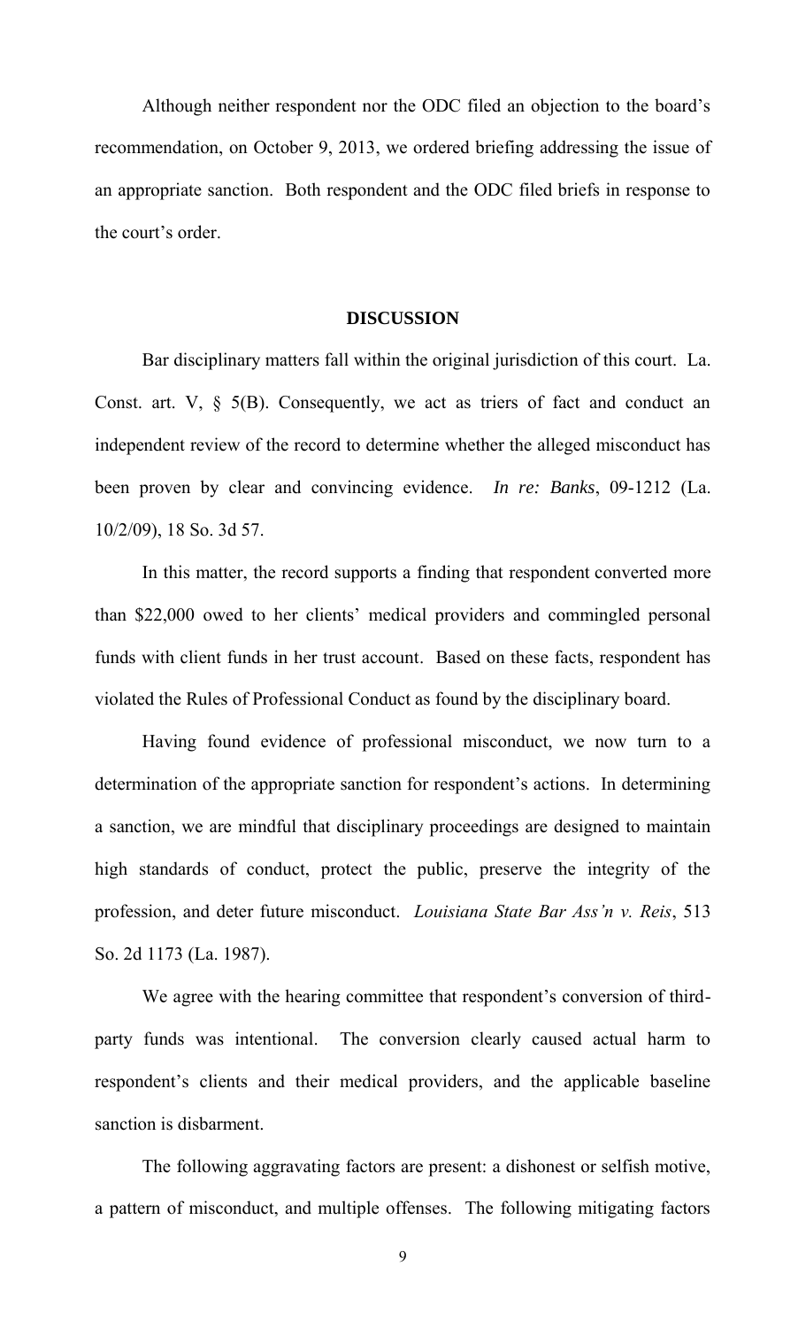Although neither respondent nor the ODC filed an objection to the board's recommendation, on October 9, 2013, we ordered briefing addressing the issue of an appropriate sanction. Both respondent and the ODC filed briefs in response to the court's order.

## DISCUSSION

Bar disciplinary matters fall within the original jurisdiction of this court. La. Const. art. V, § 5(B). Consequently, we act as triers of fact and conduct an independent review of the record to determine whether the alleged misconduct has been proven by clear and convincing evidence. *In re: Banks*, 09-1212 (La. 10/2/09), 18 So. 3d 57.

In this matter, the record supports a finding that respondent converted more than $22,000 owed to her clients' medical providers and commingled personal funds with client funds in her trust account. Based on these facts, respondent has violated the Rules of Professional Conduct as found by the disciplinary board.

Having found evidence of professional misconduct, we now turn to a determination of the appropriate sanction for respondent's actions. In determining a sanction, we are mindful that disciplinary proceedings are designed to maintain high standards of conduct, protect the public, preserve the integrity of the profession, and deter future misconduct. *Louisiana State Bar Ass'n v. Reis*, 513 So. 2d 1173 (La. 1987).

We agree with the hearing committee that respondent's conversion of third-party funds was intentional. The conversion clearly caused actual harm to respondent's clients and their medical providers, and the applicable baseline sanction is disbarment.

The following aggravating factors are present: a dishonest or selfish motive, a pattern of misconduct, and multiple offenses. The following mitigating factors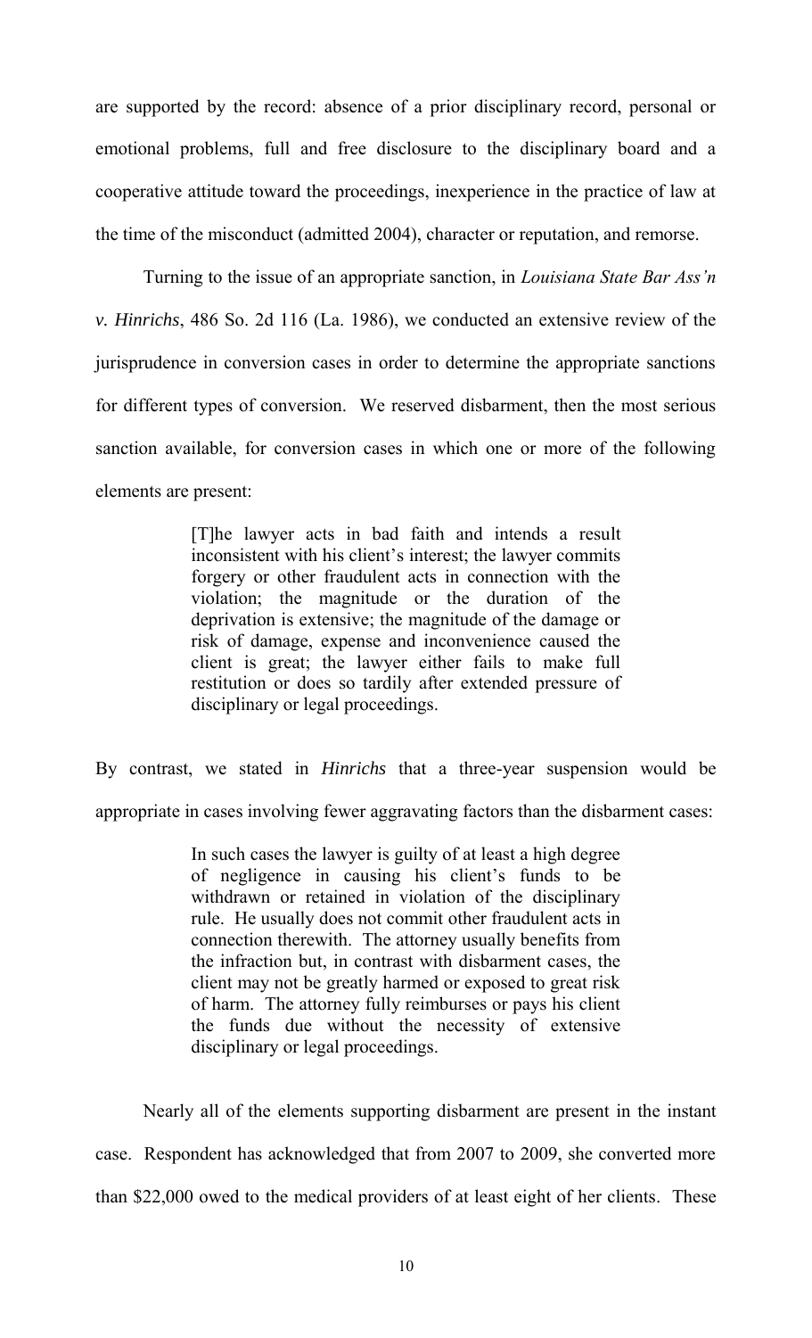are supported by the record: absence of a prior disciplinary record, personal or emotional problems, full and free disclosure to the disciplinary board and a cooperative attitude toward the proceedings, inexperience in the practice of law at the time of the misconduct (admitted 2004), character or reputation, and remorse.

Turning to the issue of an appropriate sanction, in *Louisiana State Bar Ass'n v. Hinrichs*, 486 So. 2d 116 (La. 1986), we conducted an extensive review of the jurisprudence in conversion cases in order to determine the appropriate sanctions for different types of conversion. We reserved disbarment, then the most serious sanction available, for conversion cases in which one or more of the following elements are present:

> [T]he lawyer acts in bad faith and intends a result inconsistent with his client's interest; the lawyer commits forgery or other fraudulent acts in connection with the violation; the magnitude or the duration of the deprivation is extensive; the magnitude of the damage or risk of damage, expense and inconvenience caused the client is great; the lawyer either fails to make full restitution or does so tardily after extended pressure of disciplinary or legal proceedings.

By contrast, we stated in *Hinrichs* that a three-year suspension would be appropriate in cases involving fewer aggravating factors than the disbarment cases:

> In such cases the lawyer is guilty of at least a high degree of negligence in causing his client's funds to be withdrawn or retained in violation of the disciplinary rule. He usually does not commit other fraudulent acts in connection therewith. The attorney usually benefits from the infraction but, in contrast with disbarment cases, the client may not be greatly harmed or exposed to great risk of harm. The attorney fully reimburses or pays his client the funds due without the necessity of extensive disciplinary or legal proceedings.

Nearly all of the elements supporting disbarment are present in the instant case. Respondent has acknowledged that from 2007 to 2009, she converted more than $22,000 owed to the medical providers of at least eight of her clients. These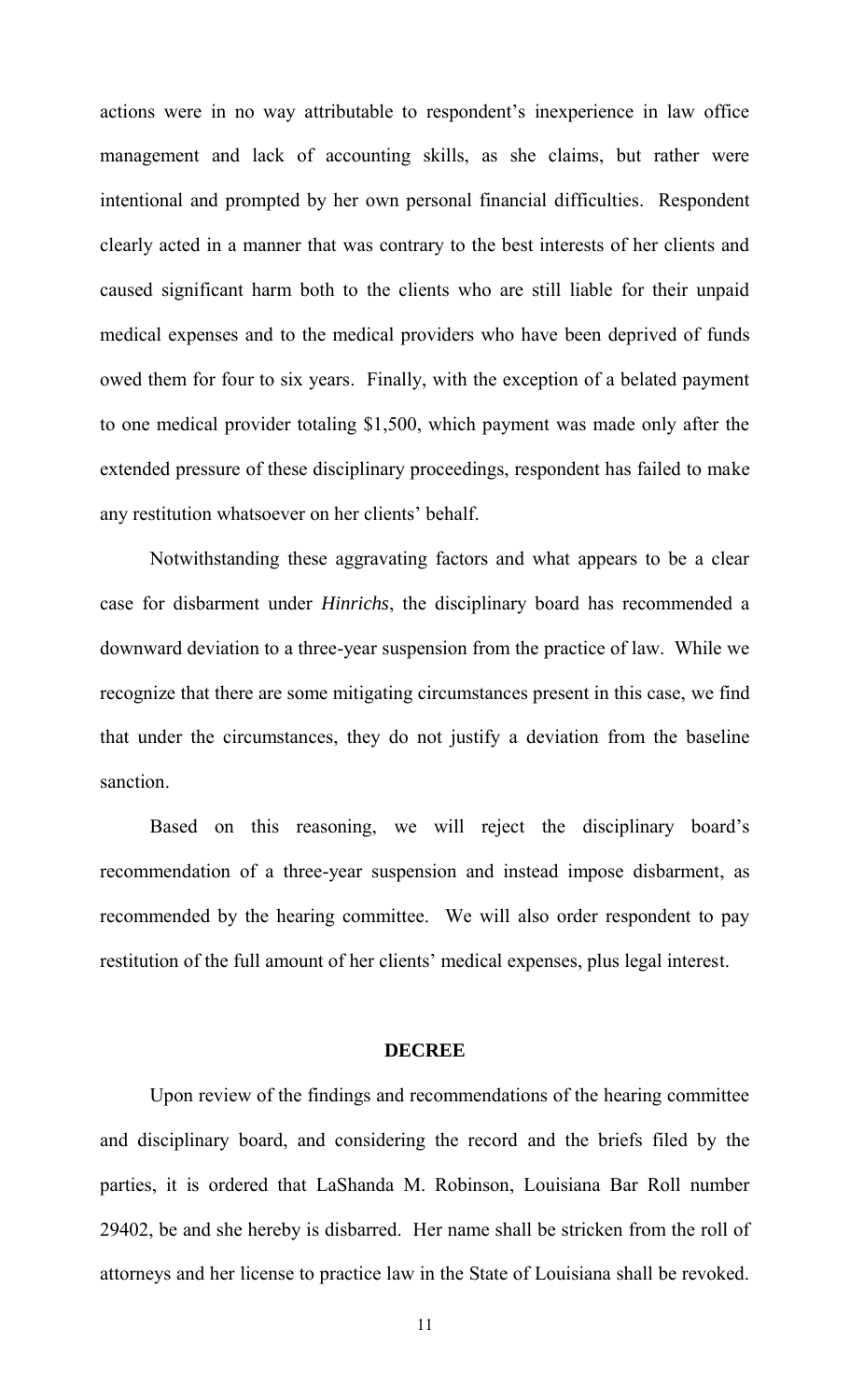actions were in no way attributable to respondent's inexperience in law office management and lack of accounting skills, as she claims, but rather were intentional and prompted by her own personal financial difficulties. Respondent clearly acted in a manner that was contrary to the best interests of her clients and caused significant harm both to the clients who are still liable for their unpaid medical expenses and to the medical providers who have been deprived of funds owed them for four to six years. Finally, with the exception of a belated payment to one medical provider totaling $1,500, which payment was made only after the extended pressure of these disciplinary proceedings, respondent has failed to make any restitution whatsoever on her clients' behalf.

Notwithstanding these aggravating factors and what appears to be a clear case for disbarment under *Hinrichs*, the disciplinary board has recommended a downward deviation to a three-year suspension from the practice of law. While we recognize that there are some mitigating circumstances present in this case, we find that under the circumstances, they do not justify a deviation from the baseline sanction.

Based on this reasoning, we will reject the disciplinary board's recommendation of a three-year suspension and instead impose disbarment, as recommended by the hearing committee. We will also order respondent to pay restitution of the full amount of her clients' medical expenses, plus legal interest.

## DECREE

Upon review of the findings and recommendations of the hearing committee and disciplinary board, and considering the record and the briefs filed by the parties, it is ordered that LaShanda M. Robinson, Louisiana Bar Roll number 29402, be and she hereby is disbarred. Her name shall be stricken from the roll of attorneys and her license to practice law in the State of Louisiana shall be revoked.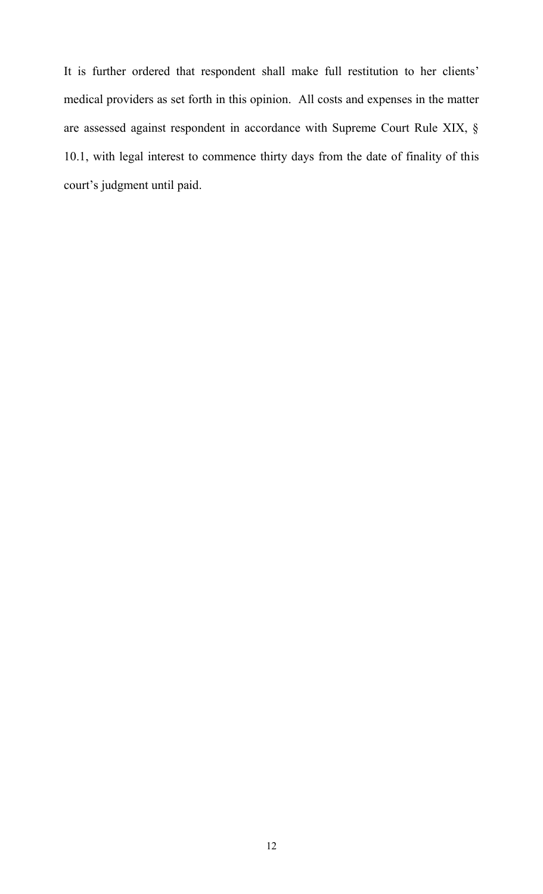It is further ordered that respondent shall make full restitution to her clients' medical providers as set forth in this opinion. All costs and expenses in the matter are assessed against respondent in accordance with Supreme Court Rule XIX, § 10.1, with legal interest to commence thirty days from the date of finality of this court's judgment until paid.